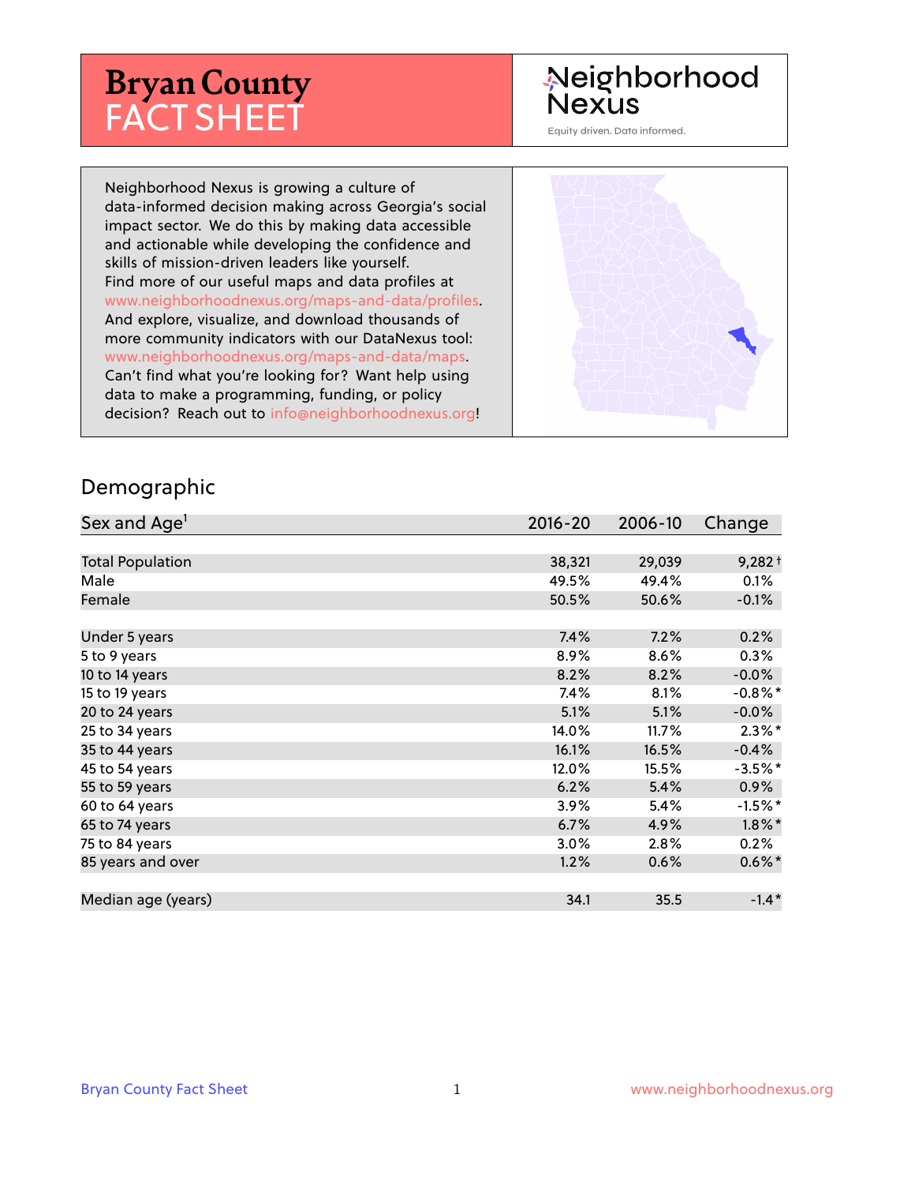# Bryan County FACT SHEET

Neighborhood Nexus

Equity driven. Data informed.

Neighborhood Nexus is growing a culture of data-informed decision making across Georgia's social impact sector. We do this by making data accessible and actionable while developing the confidence and skills of mission-driven leaders like yourself. Find more of our useful maps and data profiles at www.neighborhoodnexus.org/maps-and-data/profiles. And explore, visualize, and download thousands of more community indicators with our DataNexus tool: www.neighborhoodnexus.org/maps-and-data/maps. Can't find what you're looking for? Want help using data to make a programming, funding, or policy decision? Reach out to info@neighborhoodnexus.org!

## Demographic

| Sex and Age[1] | 2016-20 | 2006-10 | Change |
|---|---|---|---|
| Total Population | 38,321 | 29,039 | 9,282 † |
| Male | 49.5% | 49.4% | 0.1% |
| Female | 50.5% | 50.6% | -0.1% |
| Under 5 years | 7.4% | 7.2% | 0.2% |
| 5 to 9 years | 8.9% | 8.6% | 0.3% |
| 10 to 14 years | 8.2% | 8.2% | -0.0% |
| 15 to 19 years | 7.4% | 8.1% | -0.8% * |
| 20 to 24 years | 5.1% | 5.1% | -0.0% |
| 25 to 34 years | 14.0% | 11.7% | 2.3% * |
| 35 to 44 years | 16.1% | 16.5% | -0.4% |
| 45 to 54 years | 12.0% | 15.5% | -3.5% * |
| 55 to 59 years | 6.2% | 5.4% | 0.9% |
| 60 to 64 years | 3.9% | 5.4% | -1.5% * |
| 65 to 74 years | 6.7% | 4.9% | 1.8% * |
| 75 to 84 years | 3.0% | 2.8% | 0.2% |
| 85 years and over | 1.2% | 0.6% | 0.6% * |
| Median age (years) | 34.1 | 35.5 | -1.4 * |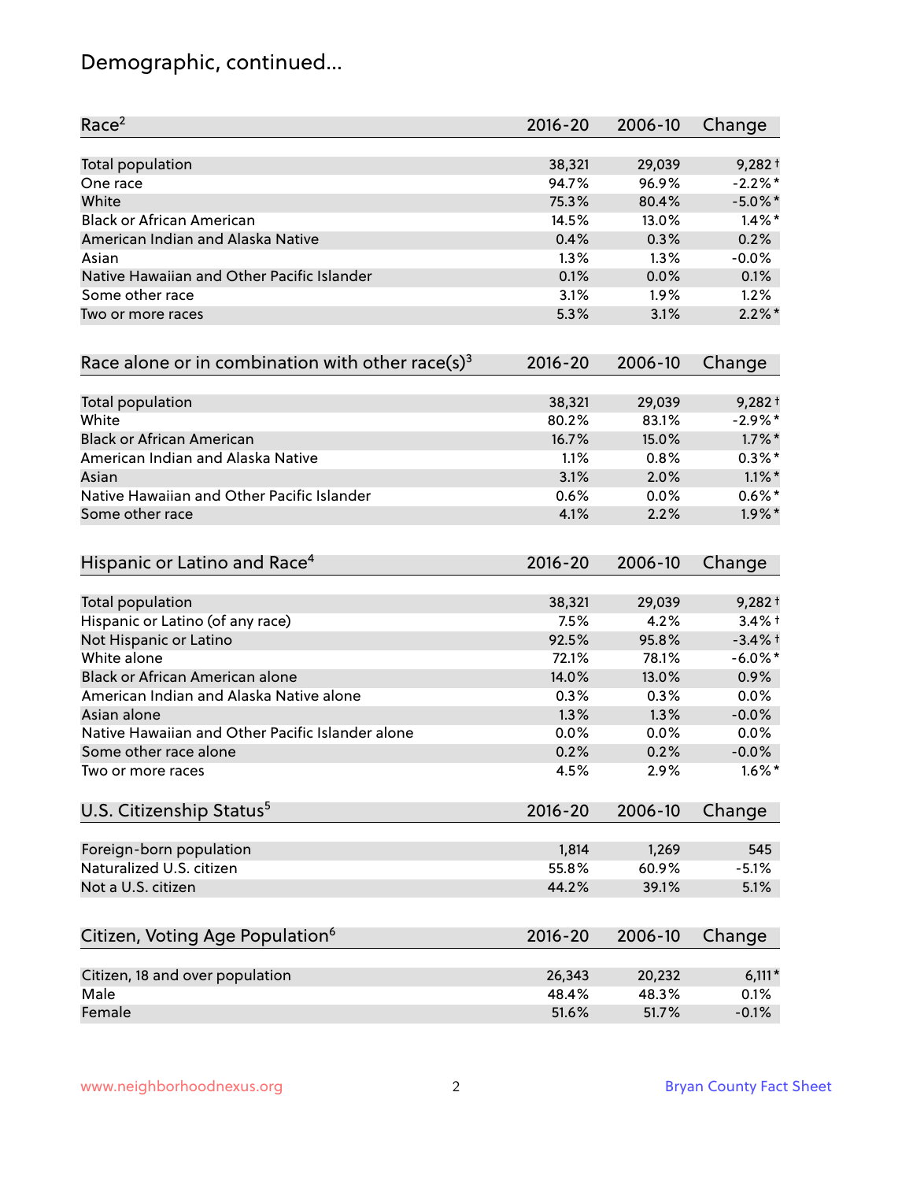## Demographic, continued...

| Race[2] | 2016-20 | 2006-10 | Change |
|---|---|---|---|
| Total population | 38,321 | 29,039 | 9,282† |
| One race | 94.7% | 96.9% | -2.2%* |
| White | 75.3% | 80.4% | -5.0%* |
| Black or African American | 14.5% | 13.0% | 1.4%* |
| American Indian and Alaska Native | 0.4% | 0.3% | 0.2% |
| Asian | 1.3% | 1.3% | -0.0% |
| Native Hawaiian and Other Pacific Islander | 0.1% | 0.0% | 0.1% |
| Some other race | 3.1% | 1.9% | 1.2% |
| Two or more races | 5.3% | 3.1% | 2.2%* |

| Race alone or in combination with other race(s)[3] | 2016-20 | 2006-10 | Change |
|---|---|---|---|
| Total population | 38,321 | 29,039 | 9,282† |
| White | 80.2% | 83.1% | -2.9%* |
| Black or African American | 16.7% | 15.0% | 1.7%* |
| American Indian and Alaska Native | 1.1% | 0.8% | 0.3%* |
| Asian | 3.1% | 2.0% | 1.1%* |
| Native Hawaiian and Other Pacific Islander | 0.6% | 0.0% | 0.6%* |
| Some other race | 4.1% | 2.2% | 1.9%* |

| Hispanic or Latino and Race[4] | 2016-20 | 2006-10 | Change |
|---|---|---|---|
| Total population | 38,321 | 29,039 | 9,282† |
| Hispanic or Latino (of any race) | 7.5% | 4.2% | 3.4%† |
| Not Hispanic or Latino | 92.5% | 95.8% | -3.4%† |
| White alone | 72.1% | 78.1% | -6.0%* |
| Black or African American alone | 14.0% | 13.0% | 0.9% |
| American Indian and Alaska Native alone | 0.3% | 0.3% | 0.0% |
| Asian alone | 1.3% | 1.3% | -0.0% |
| Native Hawaiian and Other Pacific Islander alone | 0.0% | 0.0% | 0.0% |
| Some other race alone | 0.2% | 0.2% | -0.0% |
| Two or more races | 4.5% | 2.9% | 1.6%* |

| U.S. Citizenship Status[5] | 2016-20 | 2006-10 | Change |
|---|---|---|---|
| Foreign-born population | 1,814 | 1,269 | 545 |
| Naturalized U.S. citizen | 55.8% | 60.9% | -5.1% |
| Not a U.S. citizen | 44.2% | 39.1% | 5.1% |

| Citizen, Voting Age Population[6] | 2016-20 | 2006-10 | Change |
|---|---|---|---|
| Citizen, 18 and over population | 26,343 | 20,232 | 6,111* |
| Male | 48.4% | 48.3% | 0.1% |
| Female | 51.6% | 51.7% | -0.1% |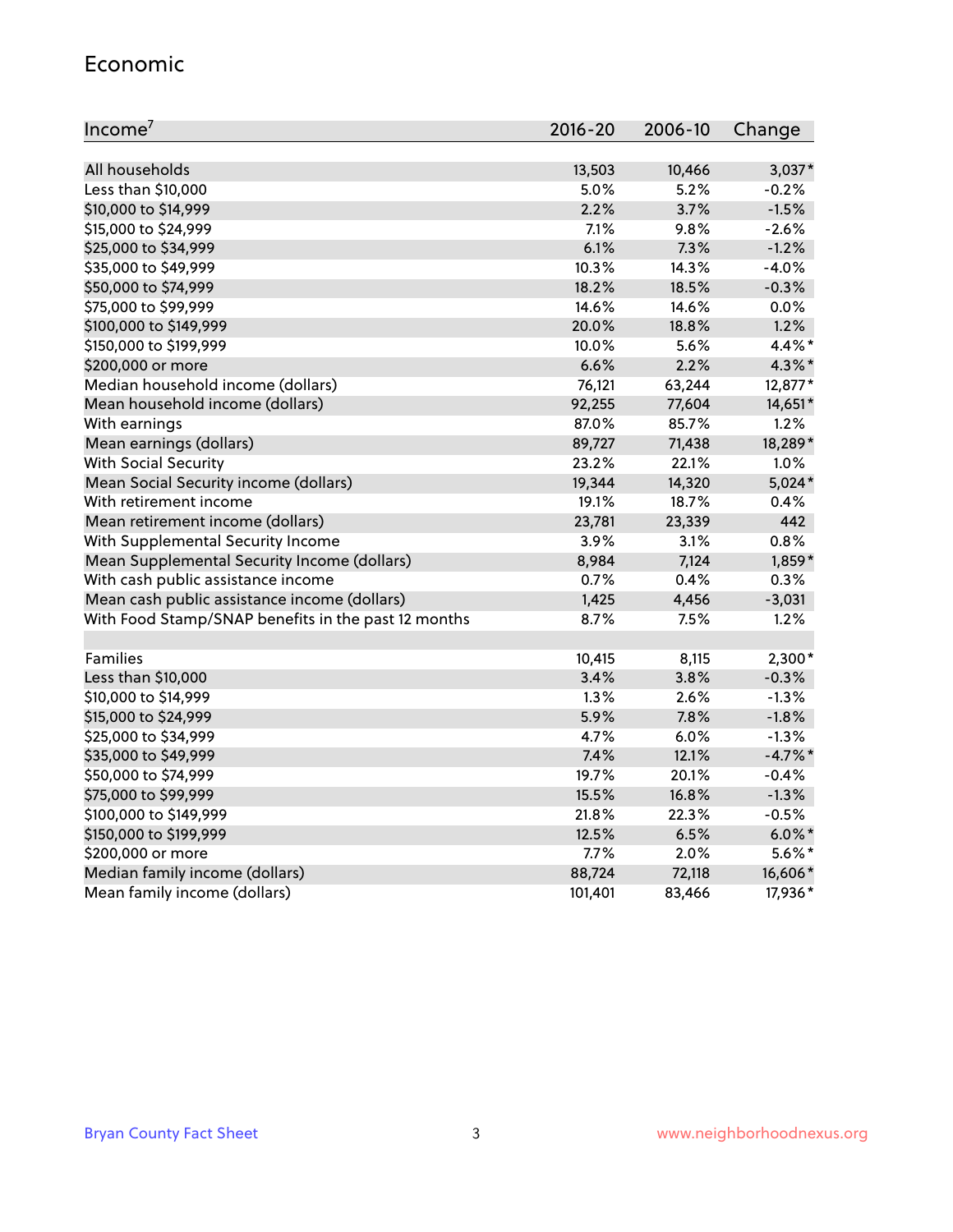## Economic

| Income[7] | 2016-20 | 2006-10 | Change |
|---|---|---|---|
| All households | 13,503 | 10,466 | 3,037* |
| Less than $10,000 | 5.0% | 5.2% | -0.2% |
| $10,000 to $14,999 | 2.2% | 3.7% | -1.5% |
| $15,000 to $24,999 | 7.1% | 9.8% | -2.6% |
| $25,000 to $34,999 | 6.1% | 7.3% | -1.2% |
| $35,000 to $49,999 | 10.3% | 14.3% | -4.0% |
| $50,000 to $74,999 | 18.2% | 18.5% | -0.3% |
| $75,000 to $99,999 | 14.6% | 14.6% | 0.0% |
| $100,000 to $149,999 | 20.0% | 18.8% | 1.2% |
| $150,000 to $199,999 | 10.0% | 5.6% | 4.4%* |
| $200,000 or more | 6.6% | 2.2% | 4.3%* |
| Median household income (dollars) | 76,121 | 63,244 | 12,877* |
| Mean household income (dollars) | 92,255 | 77,604 | 14,651* |
| With earnings | 87.0% | 85.7% | 1.2% |
| Mean earnings (dollars) | 89,727 | 71,438 | 18,289* |
| With Social Security | 23.2% | 22.1% | 1.0% |
| Mean Social Security income (dollars) | 19,344 | 14,320 | 5,024* |
| With retirement income | 19.1% | 18.7% | 0.4% |
| Mean retirement income (dollars) | 23,781 | 23,339 | 442 |
| With Supplemental Security Income | 3.9% | 3.1% | 0.8% |
| Mean Supplemental Security Income (dollars) | 8,984 | 7,124 | 1,859* |
| With cash public assistance income | 0.7% | 0.4% | 0.3% |
| Mean cash public assistance income (dollars) | 1,425 | 4,456 | -3,031 |
| With Food Stamp/SNAP benefits in the past 12 months | 8.7% | 7.5% | 1.2% |
| | | | |
| Families | 10,415 | 8,115 | 2,300* |
| Less than $10,000 | 3.4% | 3.8% | -0.3% |
| $10,000 to $14,999 | 1.3% | 2.6% | -1.3% |
| $15,000 to $24,999 | 5.9% | 7.8% | -1.8% |
| $25,000 to $34,999 | 4.7% | 6.0% | -1.3% |
| $35,000 to $49,999 | 7.4% | 12.1% | -4.7%* |
| $50,000 to $74,999 | 19.7% | 20.1% | -0.4% |
| $75,000 to $99,999 | 15.5% | 16.8% | -1.3% |
| $100,000 to $149,999 | 21.8% | 22.3% | -0.5% |
| $150,000 to $199,999 | 12.5% | 6.5% | 6.0%* |
| $200,000 or more | 7.7% | 2.0% | 5.6%* |
| Median family income (dollars) | 88,724 | 72,118 | 16,606* |
| Mean family income (dollars) | 101,401 | 83,466 | 17,936* |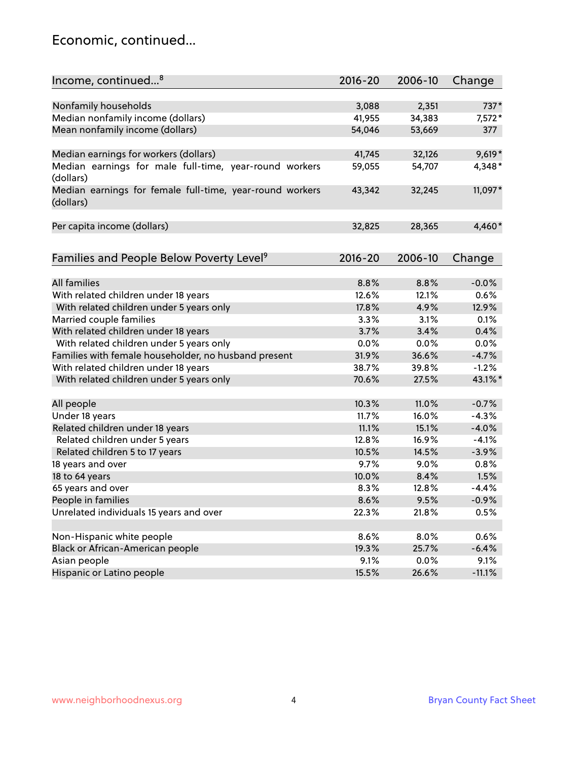## Economic, continued...

| Income, continued...[8] | 2016-20 | 2006-10 | Change |
|---|---|---|---|
| Nonfamily households | 3,088 | 2,351 | 737* |
| Median nonfamily income (dollars) | 41,955 | 34,383 | 7,572* |
| Mean nonfamily income (dollars) | 54,046 | 53,669 | 377 |
| Median earnings for workers (dollars) | 41,745 | 32,126 | 9,619* |
| Median earnings for male full-time, year-round workers (dollars) | 59,055 | 54,707 | 4,348* |
| Median earnings for female full-time, year-round workers (dollars) | 43,342 | 32,245 | 11,097* |
| Per capita income (dollars) | 32,825 | 28,365 | 4,460* |

| Families and People Below Poverty Level[9] | 2016-20 | 2006-10 | Change |
|---|---|---|---|
| All families | 8.8% | 8.8% | -0.0% |
| With related children under 18 years | 12.6% | 12.1% | 0.6% |
| With related children under 5 years only | 17.8% | 4.9% | 12.9% |
| Married couple families | 3.3% | 3.1% | 0.1% |
| With related children under 18 years | 3.7% | 3.4% | 0.4% |
| With related children under 5 years only | 0.0% | 0.0% | 0.0% |
| Families with female householder, no husband present | 31.9% | 36.6% | -4.7% |
| With related children under 18 years | 38.7% | 39.8% | -1.2% |
| With related children under 5 years only | 70.6% | 27.5% | 43.1%* |
| All people | 10.3% | 11.0% | -0.7% |
| Under 18 years | 11.7% | 16.0% | -4.3% |
| Related children under 18 years | 11.1% | 15.1% | -4.0% |
| Related children under 5 years | 12.8% | 16.9% | -4.1% |
| Related children 5 to 17 years | 10.5% | 14.5% | -3.9% |
| 18 years and over | 9.7% | 9.0% | 0.8% |
| 18 to 64 years | 10.0% | 8.4% | 1.5% |
| 65 years and over | 8.3% | 12.8% | -4.4% |
| People in families | 8.6% | 9.5% | -0.9% |
| Unrelated individuals 15 years and over | 22.3% | 21.8% | 0.5% |
| Non-Hispanic white people | 8.6% | 8.0% | 0.6% |
| Black or African-American people | 19.3% | 25.7% | -6.4% |
| Asian people | 9.1% | 0.0% | 9.1% |
| Hispanic or Latino people | 15.5% | 26.6% | -11.1% |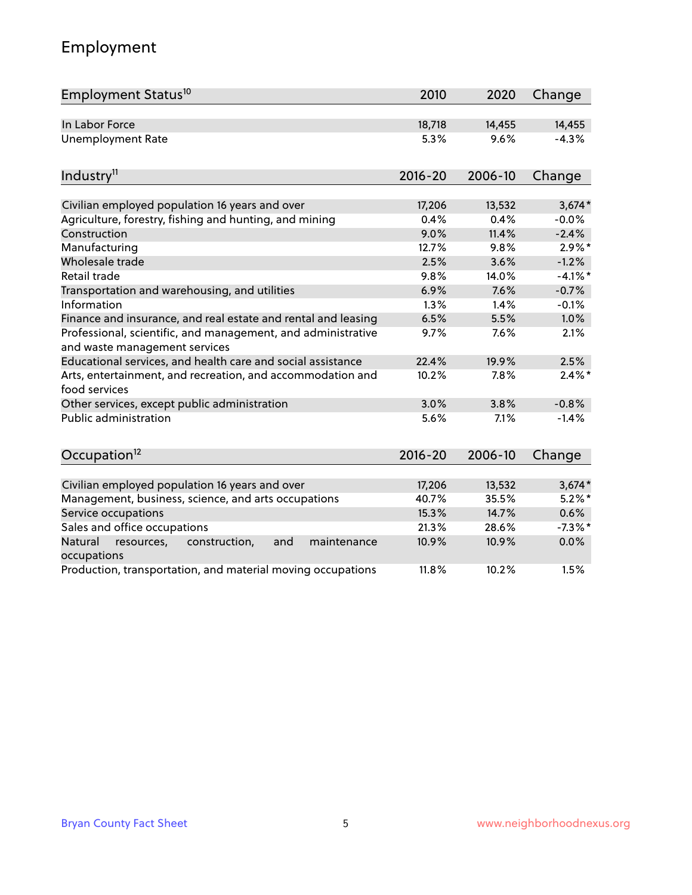# Employment

| Employment Status[10] | 2010 | 2020 | Change |
|---|---|---|---|
| In Labor Force | 18,718 | 14,455 | 14,455 |
| Unemployment Rate | 5.3% | 9.6% | -4.3% |

| Industry[11] | 2016-20 | 2006-10 | Change |
|---|---|---|---|
| Civilian employed population 16 years and over | 17,206 | 13,532 | 3,674* |
| Agriculture, forestry, fishing and hunting, and mining | 0.4% | 0.4% | -0.0% |
| Construction | 9.0% | 11.4% | -2.4% |
| Manufacturing | 12.7% | 9.8% | 2.9%* |
| Wholesale trade | 2.5% | 3.6% | -1.2% |
| Retail trade | 9.8% | 14.0% | -4.1%* |
| Transportation and warehousing, and utilities | 6.9% | 7.6% | -0.7% |
| Information | 1.3% | 1.4% | -0.1% |
| Finance and insurance, and real estate and rental and leasing | 6.5% | 5.5% | 1.0% |
| Professional, scientific, and management, and administrative and waste management services | 9.7% | 7.6% | 2.1% |
| Educational services, and health care and social assistance | 22.4% | 19.9% | 2.5% |
| Arts, entertainment, and recreation, and accommodation and food services | 10.2% | 7.8% | 2.4%* |
| Other services, except public administration | 3.0% | 3.8% | -0.8% |
| Public administration | 5.6% | 7.1% | -1.4% |

| Occupation[12] | 2016-20 | 2006-10 | Change |
|---|---|---|---|
| Civilian employed population 16 years and over | 17,206 | 13,532 | 3,674* |
| Management, business, science, and arts occupations | 40.7% | 35.5% | 5.2%* |
| Service occupations | 15.3% | 14.7% | 0.6% |
| Sales and office occupations | 21.3% | 28.6% | -7.3%* |
| Natural resources, construction, and maintenance occupations | 10.9% | 10.9% | 0.0% |
| Production, transportation, and material moving occupations | 11.8% | 10.2% | 1.5% |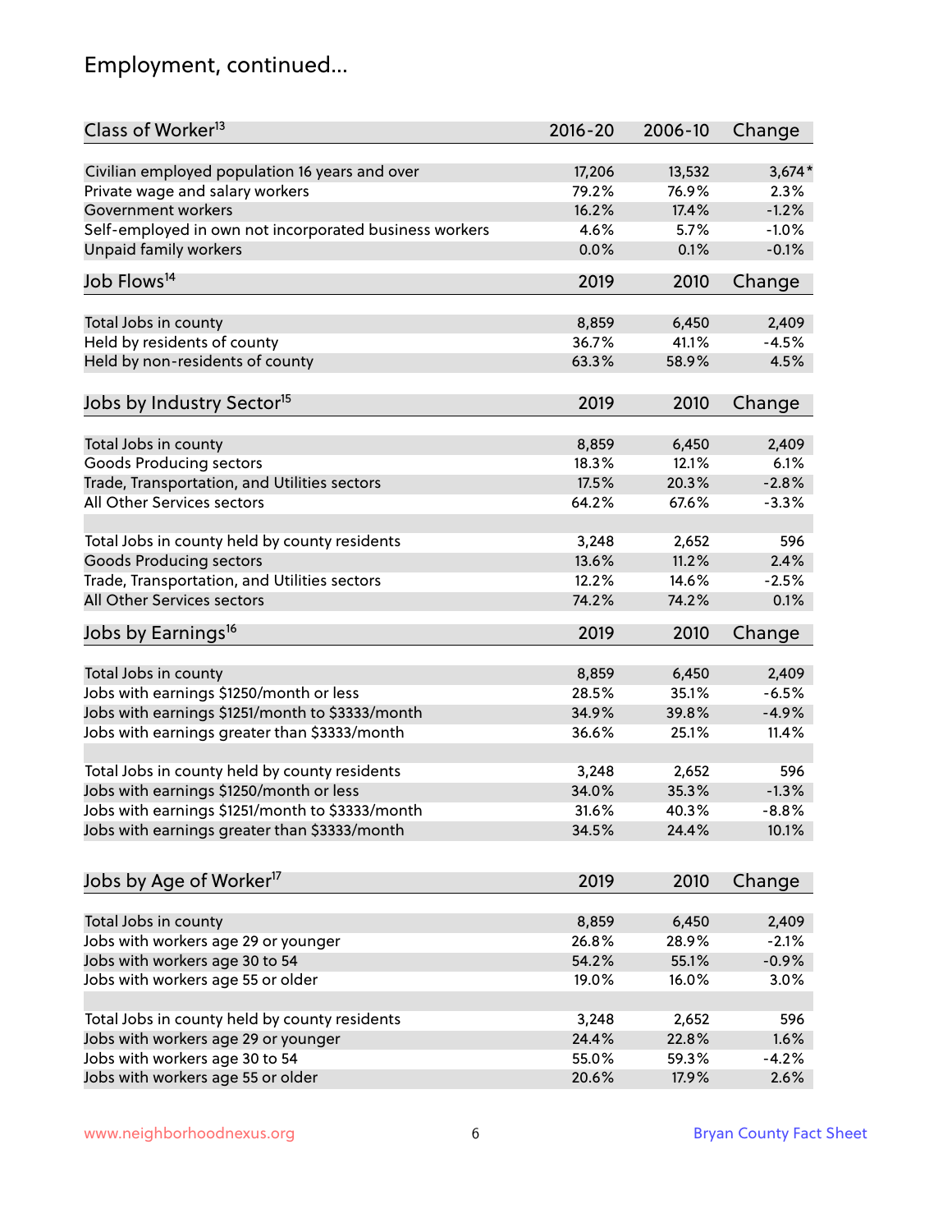# Employment, continued...

| Class of Worker[13] | 2016-20 | 2006-10 | Change |
|---|---|---|---|
| Civilian employed population 16 years and over | 17,206 | 13,532 | 3,674* |
| Private wage and salary workers | 79.2% | 76.9% | 2.3% |
| Government workers | 16.2% | 17.4% | -1.2% |
| Self-employed in own not incorporated business workers | 4.6% | 5.7% | -1.0% |
| Unpaid family workers | 0.0% | 0.1% | -0.1% |

| Job Flows[14] | 2019 | 2010 | Change |
|---|---|---|---|
| Total Jobs in county | 8,859 | 6,450 | 2,409 |
| Held by residents of county | 36.7% | 41.1% | -4.5% |
| Held by non-residents of county | 63.3% | 58.9% | 4.5% |

| Jobs by Industry Sector[15] | 2019 | 2010 | Change |
|---|---|---|---|
| Total Jobs in county | 8,859 | 6,450 | 2,409 |
| Goods Producing sectors | 18.3% | 12.1% | 6.1% |
| Trade, Transportation, and Utilities sectors | 17.5% | 20.3% | -2.8% |
| All Other Services sectors | 64.2% | 67.6% | -3.3% |
| | | | |
| Total Jobs in county held by county residents | 3,248 | 2,652 | 596 |
| Goods Producing sectors | 13.6% | 11.2% | 2.4% |
| Trade, Transportation, and Utilities sectors | 12.2% | 14.6% | -2.5% |
| All Other Services sectors | 74.2% | 74.2% | 0.1% |

| Jobs by Earnings[16] | 2019 | 2010 | Change |
|---|---|---|---|
| Total Jobs in county | 8,859 | 6,450 | 2,409 |
| Jobs with earnings $1250/month or less | 28.5% | 35.1% | -6.5% |
| Jobs with earnings $1251/month to $3333/month | 34.9% | 39.8% | -4.9% |
| Jobs with earnings greater than $3333/month | 36.6% | 25.1% | 11.4% |
| | | | |
| Total Jobs in county held by county residents | 3,248 | 2,652 | 596 |
| Jobs with earnings $1250/month or less | 34.0% | 35.3% | -1.3% |
| Jobs with earnings $1251/month to $3333/month | 31.6% | 40.3% | -8.8% |
| Jobs with earnings greater than $3333/month | 34.5% | 24.4% | 10.1% |

| Jobs by Age of Worker[17] | 2019 | 2010 | Change |
|---|---|---|---|
| Total Jobs in county | 8,859 | 6,450 | 2,409 |
| Jobs with workers age 29 or younger | 26.8% | 28.9% | -2.1% |
| Jobs with workers age 30 to 54 | 54.2% | 55.1% | -0.9% |
| Jobs with workers age 55 or older | 19.0% | 16.0% | 3.0% |
| | | | |
| Total Jobs in county held by county residents | 3,248 | 2,652 | 596 |
| Jobs with workers age 29 or younger | 24.4% | 22.8% | 1.6% |
| Jobs with workers age 30 to 54 | 55.0% | 59.3% | -4.2% |
| Jobs with workers age 55 or older | 20.6% | 17.9% | 2.6% |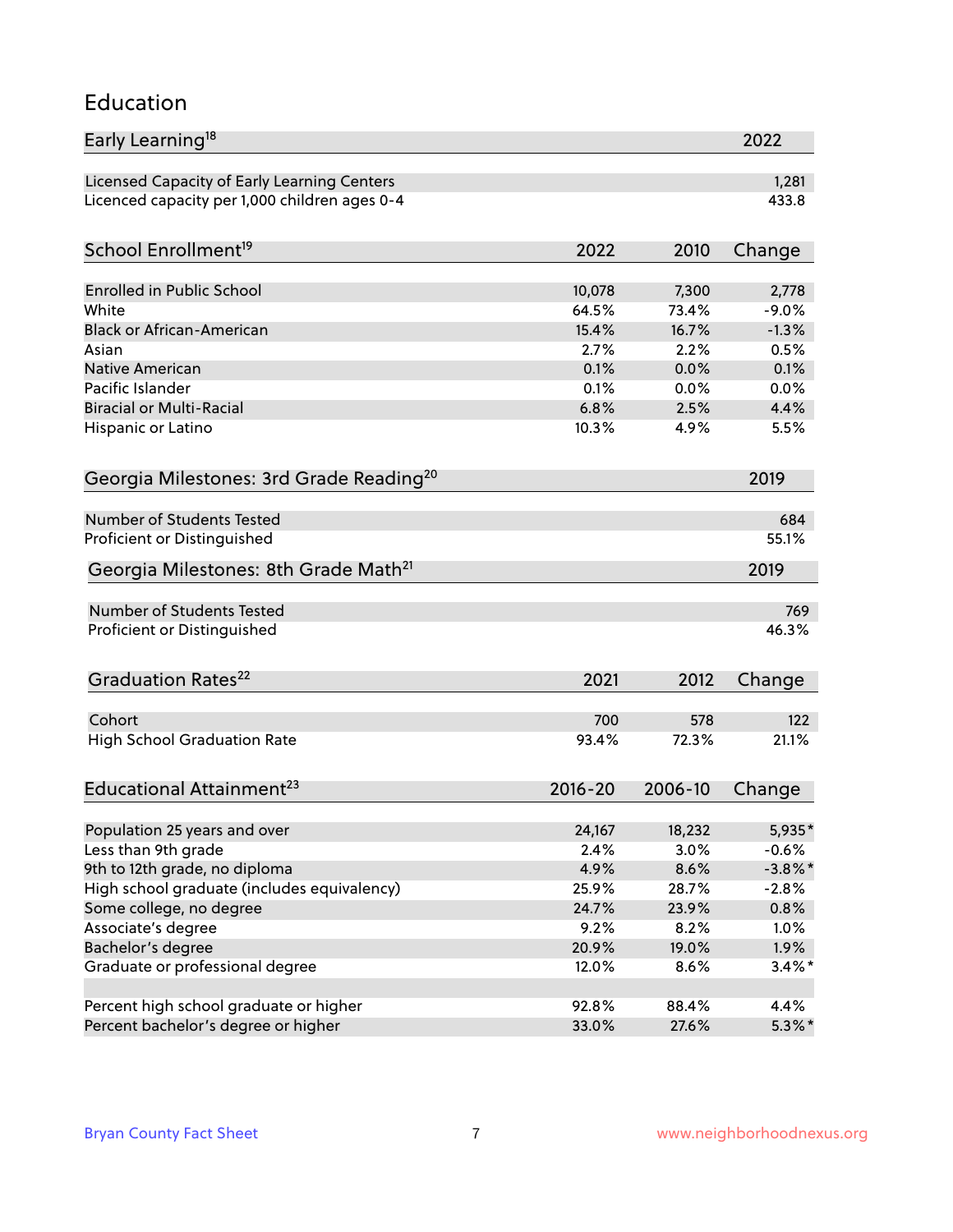## Education

| Early Learning[18] | 2022 |
|---|---|
| Licensed Capacity of Early Learning Centers | 1,281 |
| Licenced capacity per 1,000 children ages 0-4 | 433.8 |

| School Enrollment[19] | 2022 | 2010 | Change |
|---|---|---|---|
| Enrolled in Public School | 10,078 | 7,300 | 2,778 |
| White | 64.5% | 73.4% | -9.0% |
| Black or African-American | 15.4% | 16.7% | -1.3% |
| Asian | 2.7% | 2.2% | 0.5% |
| Native American | 0.1% | 0.0% | 0.1% |
| Pacific Islander | 0.1% | 0.0% | 0.0% |
| Biracial or Multi-Racial | 6.8% | 2.5% | 4.4% |
| Hispanic or Latino | 10.3% | 4.9% | 5.5% |

| Georgia Milestones: 3rd Grade Reading[20] | 2019 |
|---|---|
| Number of Students Tested | 684 |
| Proficient or Distinguished | 55.1% |

| Georgia Milestones: 8th Grade Math[21] | 2019 |
|---|---|
| Number of Students Tested | 769 |
| Proficient or Distinguished | 46.3% |

| Graduation Rates[22] | 2021 | 2012 | Change |
|---|---|---|---|
| Cohort | 700 | 578 | 122 |
| High School Graduation Rate | 93.4% | 72.3% | 21.1% |

| Educational Attainment[23] | 2016-20 | 2006-10 | Change |
|---|---|---|---|
| Population 25 years and over | 24,167 | 18,232 | 5,935* |
| Less than 9th grade | 2.4% | 3.0% | -0.6% |
| 9th to 12th grade, no diploma | 4.9% | 8.6% | -3.8%* |
| High school graduate (includes equivalency) | 25.9% | 28.7% | -2.8% |
| Some college, no degree | 24.7% | 23.9% | 0.8% |
| Associate's degree | 9.2% | 8.2% | 1.0% |
| Bachelor's degree | 20.9% | 19.0% | 1.9% |
| Graduate or professional degree | 12.0% | 8.6% | 3.4%* |
| | | | |
| Percent high school graduate or higher | 92.8% | 88.4% | 4.4% |
| Percent bachelor's degree or higher | 33.0% | 27.6% | 5.3%* |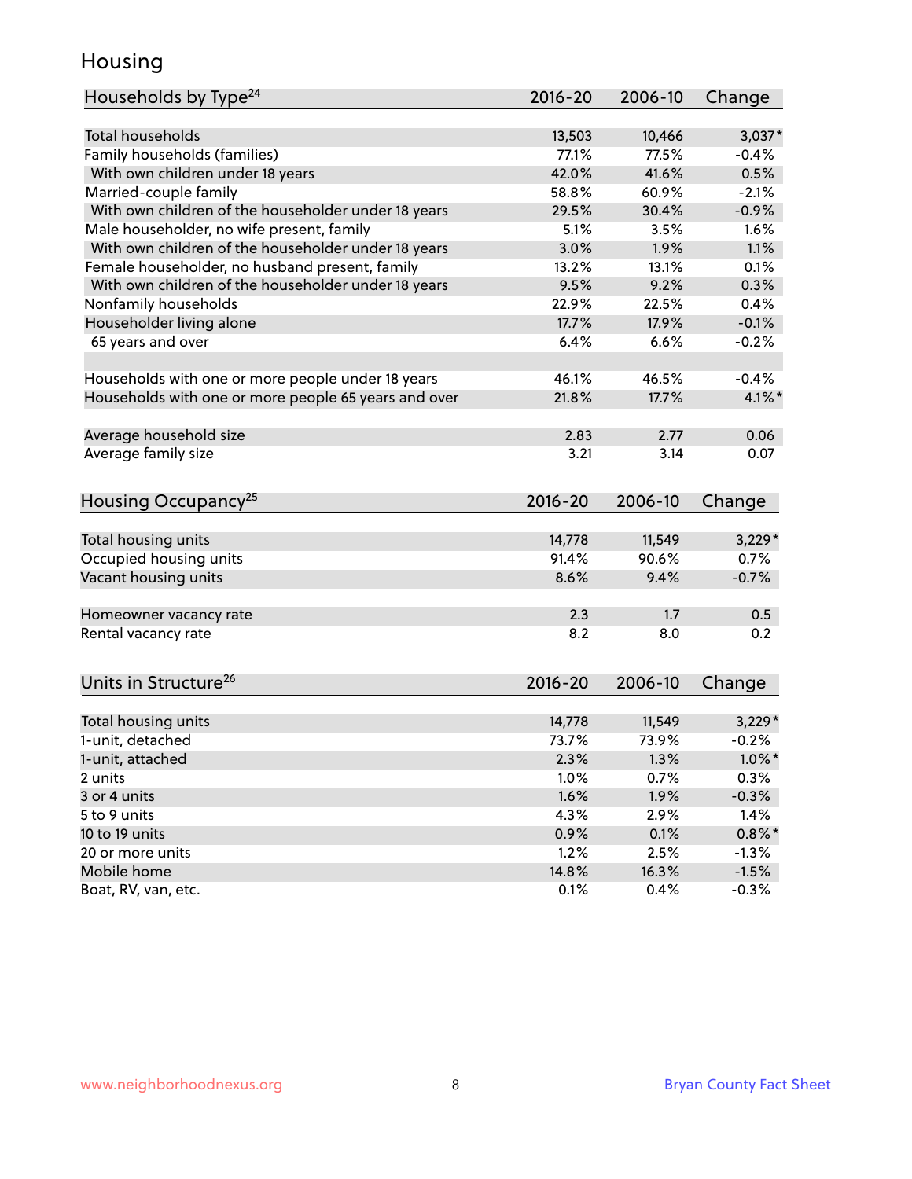# Housing

| Households by Type[24] | 2016-20 | 2006-10 | Change |
|---|---|---|---|
| Total households | 13,503 | 10,466 | 3,037* |
| Family households (families) | 77.1% | 77.5% | -0.4% |
| With own children under 18 years | 42.0% | 41.6% | 0.5% |
| Married-couple family | 58.8% | 60.9% | -2.1% |
| With own children of the householder under 18 years | 29.5% | 30.4% | -0.9% |
| Male householder, no wife present, family | 5.1% | 3.5% | 1.6% |
| With own children of the householder under 18 years | 3.0% | 1.9% | 1.1% |
| Female householder, no husband present, family | 13.2% | 13.1% | 0.1% |
| With own children of the householder under 18 years | 9.5% | 9.2% | 0.3% |
| Nonfamily households | 22.9% | 22.5% | 0.4% |
| Householder living alone | 17.7% | 17.9% | -0.1% |
| 65 years and over | 6.4% | 6.6% | -0.2% |
| | | | |
| Households with one or more people under 18 years | 46.1% | 46.5% | -0.4% |
| Households with one or more people 65 years and over | 21.8% | 17.7% | 4.1%* |
| | | | |
| Average household size | 2.83 | 2.77 | 0.06 |
| Average family size | 3.21 | 3.14 | 0.07 |

| Housing Occupancy[25] | 2016-20 | 2006-10 | Change |
|---|---|---|---|
| Total housing units | 14,778 | 11,549 | 3,229* |
| Occupied housing units | 91.4% | 90.6% | 0.7% |
| Vacant housing units | 8.6% | 9.4% | -0.7% |
| | | | |
| Homeowner vacancy rate | 2.3 | 1.7 | 0.5 |
| Rental vacancy rate | 8.2 | 8.0 | 0.2 |

| Units in Structure[26] | 2016-20 | 2006-10 | Change |
|---|---|---|---|
| Total housing units | 14,778 | 11,549 | 3,229* |
| 1-unit, detached | 73.7% | 73.9% | -0.2% |
| 1-unit, attached | 2.3% | 1.3% | 1.0%* |
| 2 units | 1.0% | 0.7% | 0.3% |
| 3 or 4 units | 1.6% | 1.9% | -0.3% |
| 5 to 9 units | 4.3% | 2.9% | 1.4% |
| 10 to 19 units | 0.9% | 0.1% | 0.8%* |
| 20 or more units | 1.2% | 2.5% | -1.3% |
| Mobile home | 14.8% | 16.3% | -1.5% |
| Boat, RV, van, etc. | 0.1% | 0.4% | -0.3% |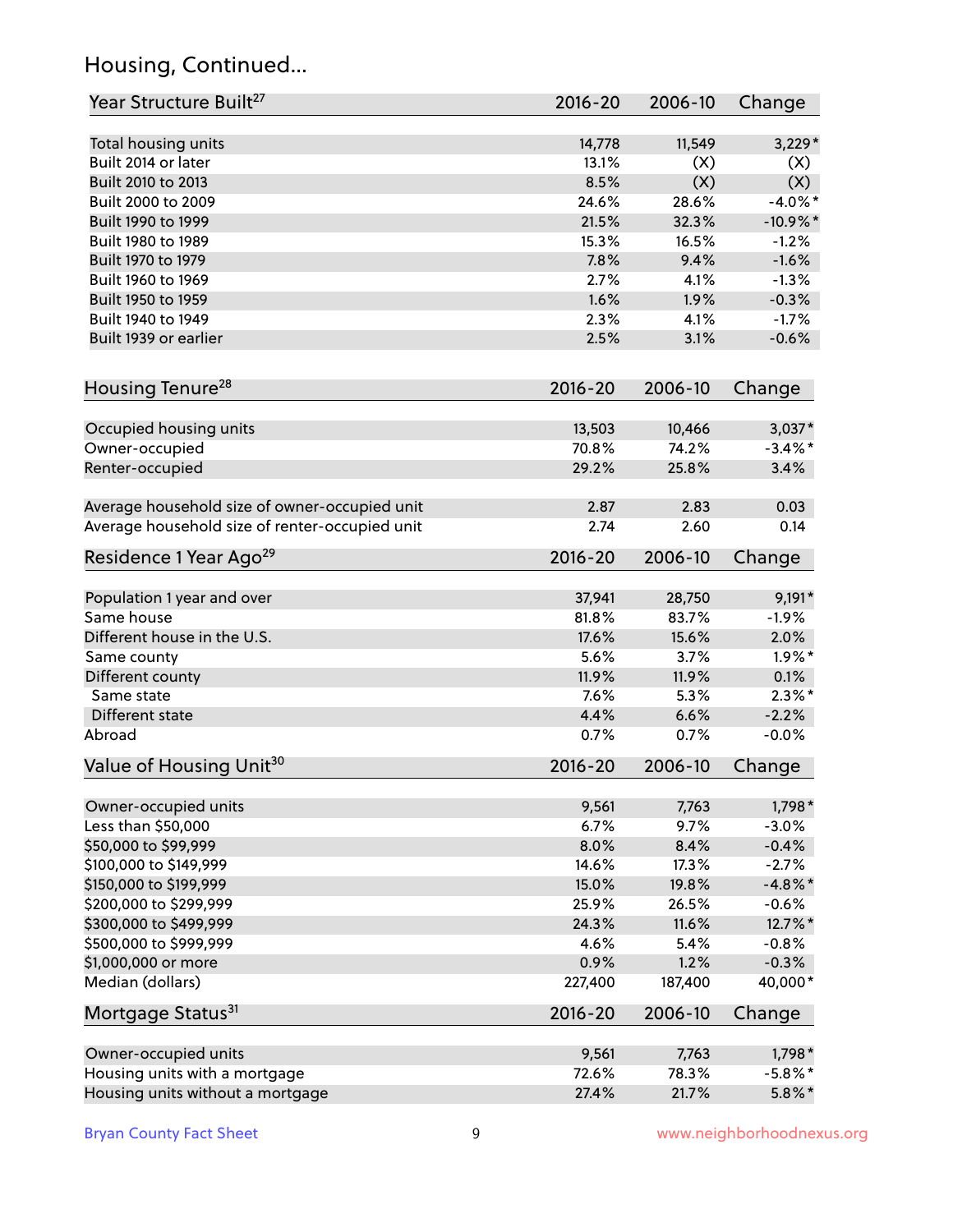## Housing, Continued...

| Year Structure Built[27] | 2016-20 | 2006-10 | Change |
|---|---|---|---|
| Total housing units | 14,778 | 11,549 | 3,229* |
| Built 2014 or later | 13.1% | (X) | (X) |
| Built 2010 to 2013 | 8.5% | (X) | (X) |
| Built 2000 to 2009 | 24.6% | 28.6% | -4.0%* |
| Built 1990 to 1999 | 21.5% | 32.3% | -10.9%* |
| Built 1980 to 1989 | 15.3% | 16.5% | -1.2% |
| Built 1970 to 1979 | 7.8% | 9.4% | -1.6% |
| Built 1960 to 1969 | 2.7% | 4.1% | -1.3% |
| Built 1950 to 1959 | 1.6% | 1.9% | -0.3% |
| Built 1940 to 1949 | 2.3% | 4.1% | -1.7% |
| Built 1939 or earlier | 2.5% | 3.1% | -0.6% |

| Housing Tenure[28] | 2016-20 | 2006-10 | Change |
|---|---|---|---|
| Occupied housing units | 13,503 | 10,466 | 3,037* |
| Owner-occupied | 70.8% | 74.2% | -3.4%* |
| Renter-occupied | 29.2% | 25.8% | 3.4% |
| Average household size of owner-occupied unit | 2.87 | 2.83 | 0.03 |
| Average household size of renter-occupied unit | 2.74 | 2.60 | 0.14 |

| Residence 1 Year Ago[29] | 2016-20 | 2006-10 | Change |
|---|---|---|---|
| Population 1 year and over | 37,941 | 28,750 | 9,191* |
| Same house | 81.8% | 83.7% | -1.9% |
| Different house in the U.S. | 17.6% | 15.6% | 2.0% |
| Same county | 5.6% | 3.7% | 1.9%* |
| Different county | 11.9% | 11.9% | 0.1% |
| Same state | 7.6% | 5.3% | 2.3%* |
| Different state | 4.4% | 6.6% | -2.2% |
| Abroad | 0.7% | 0.7% | -0.0% |

| Value of Housing Unit[30] | 2016-20 | 2006-10 | Change |
|---|---|---|---|
| Owner-occupied units | 9,561 | 7,763 | 1,798* |
| Less than $50,000 | 6.7% | 9.7% | -3.0% |
| $50,000 to $99,999 | 8.0% | 8.4% | -0.4% |
| $100,000 to $149,999 | 14.6% | 17.3% | -2.7% |
| $150,000 to $199,999 | 15.0% | 19.8% | -4.8%* |
| $200,000 to $299,999 | 25.9% | 26.5% | -0.6% |
| $300,000 to $499,999 | 24.3% | 11.6% | 12.7%* |
| $500,000 to $999,999 | 4.6% | 5.4% | -0.8% |
| $1,000,000 or more | 0.9% | 1.2% | -0.3% |
| Median (dollars) | 227,400 | 187,400 | 40,000* |

| Mortgage Status[31] | 2016-20 | 2006-10 | Change |
|---|---|---|---|
| Owner-occupied units | 9,561 | 7,763 | 1,798* |
| Housing units with a mortgage | 72.6% | 78.3% | -5.8%* |
| Housing units without a mortgage | 27.4% | 21.7% | 5.8%* |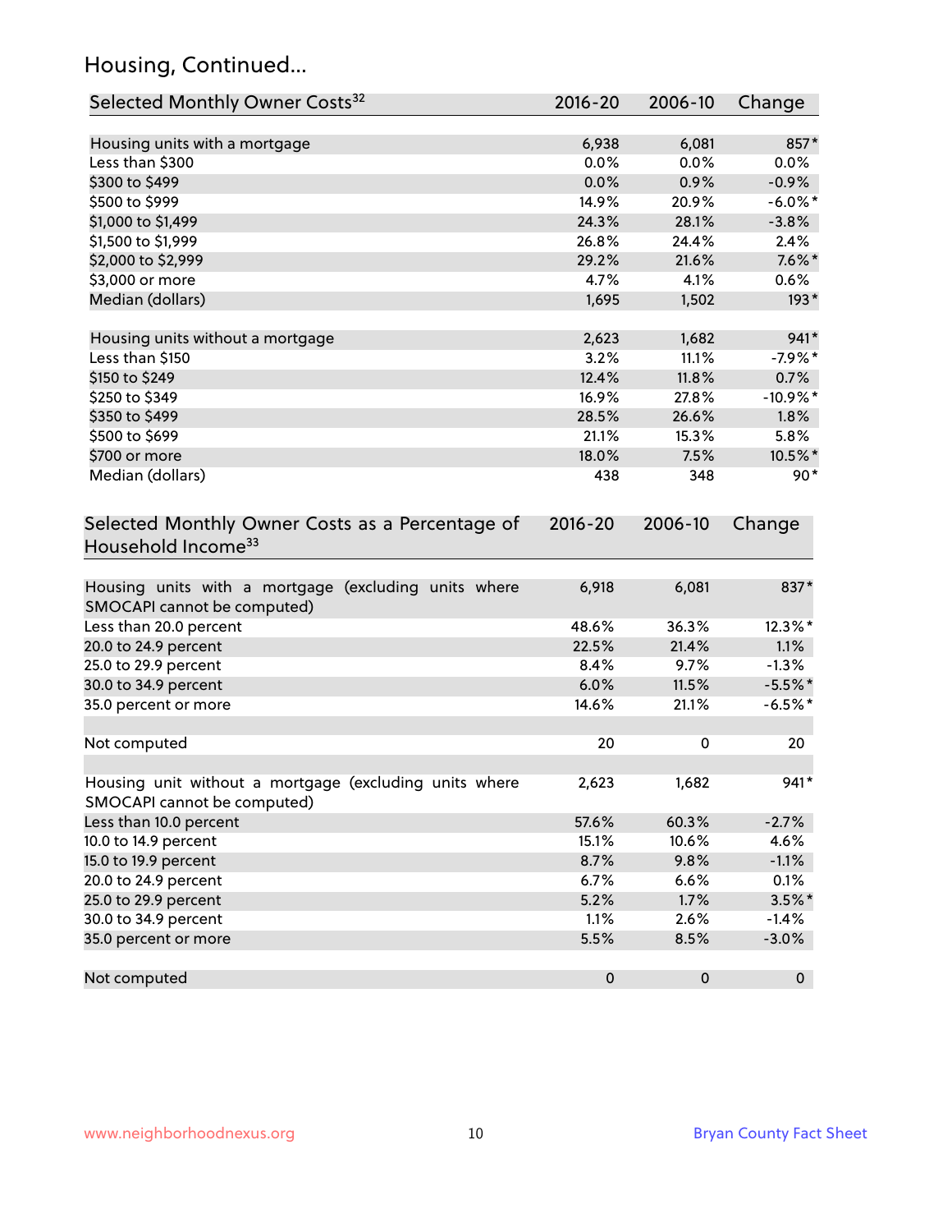## Housing, Continued...

| Selected Monthly Owner Costs[32] | 2016-20 | 2006-10 | Change |
|---|---|---|---|
| Housing units with a mortgage | 6,938 | 6,081 | 857* |
| Less than $300 | 0.0% | 0.0% | 0.0% |
| $300 to $499 | 0.0% | 0.9% | -0.9% |
| $500 to $999 | 14.9% | 20.9% | -6.0%* |
| $1,000 to $1,499 | 24.3% | 28.1% | -3.8% |
| $1,500 to $1,999 | 26.8% | 24.4% | 2.4% |
| $2,000 to $2,999 | 29.2% | 21.6% | 7.6%* |
| $3,000 or more | 4.7% | 4.1% | 0.6% |
| Median (dollars) | 1,695 | 1,502 | 193* |
| Housing units without a mortgage | 2,623 | 1,682 | 941* |
| Less than $150 | 3.2% | 11.1% | -7.9%* |
| $150 to $249 | 12.4% | 11.8% | 0.7% |
| $250 to $349 | 16.9% | 27.8% | -10.9%* |
| $350 to $499 | 28.5% | 26.6% | 1.8% |
| $500 to $699 | 21.1% | 15.3% | 5.8% |
| $700 or more | 18.0% | 7.5% | 10.5%* |
| Median (dollars) | 438 | 348 | 90* |

| Selected Monthly Owner Costs as a Percentage of Household Income[33] | 2016-20 | 2006-10 | Change |
|---|---|---|---|
| Housing units with a mortgage (excluding units where SMOCAPI cannot be computed) | 6,918 | 6,081 | 837* |
| Less than 20.0 percent | 48.6% | 36.3% | 12.3%* |
| 20.0 to 24.9 percent | 22.5% | 21.4% | 1.1% |
| 25.0 to 29.9 percent | 8.4% | 9.7% | -1.3% |
| 30.0 to 34.9 percent | 6.0% | 11.5% | -5.5%* |
| 35.0 percent or more | 14.6% | 21.1% | -6.5%* |
| Not computed | 20 | 0 | 20 |
| Housing unit without a mortgage (excluding units where SMOCAPI cannot be computed) | 2,623 | 1,682 | 941* |
| Less than 10.0 percent | 57.6% | 60.3% | -2.7% |
| 10.0 to 14.9 percent | 15.1% | 10.6% | 4.6% |
| 15.0 to 19.9 percent | 8.7% | 9.8% | -1.1% |
| 20.0 to 24.9 percent | 6.7% | 6.6% | 0.1% |
| 25.0 to 29.9 percent | 5.2% | 1.7% | 3.5%* |
| 30.0 to 34.9 percent | 1.1% | 2.6% | -1.4% |
| 35.0 percent or more | 5.5% | 8.5% | -3.0% |
| Not computed | 0 | 0 | 0 |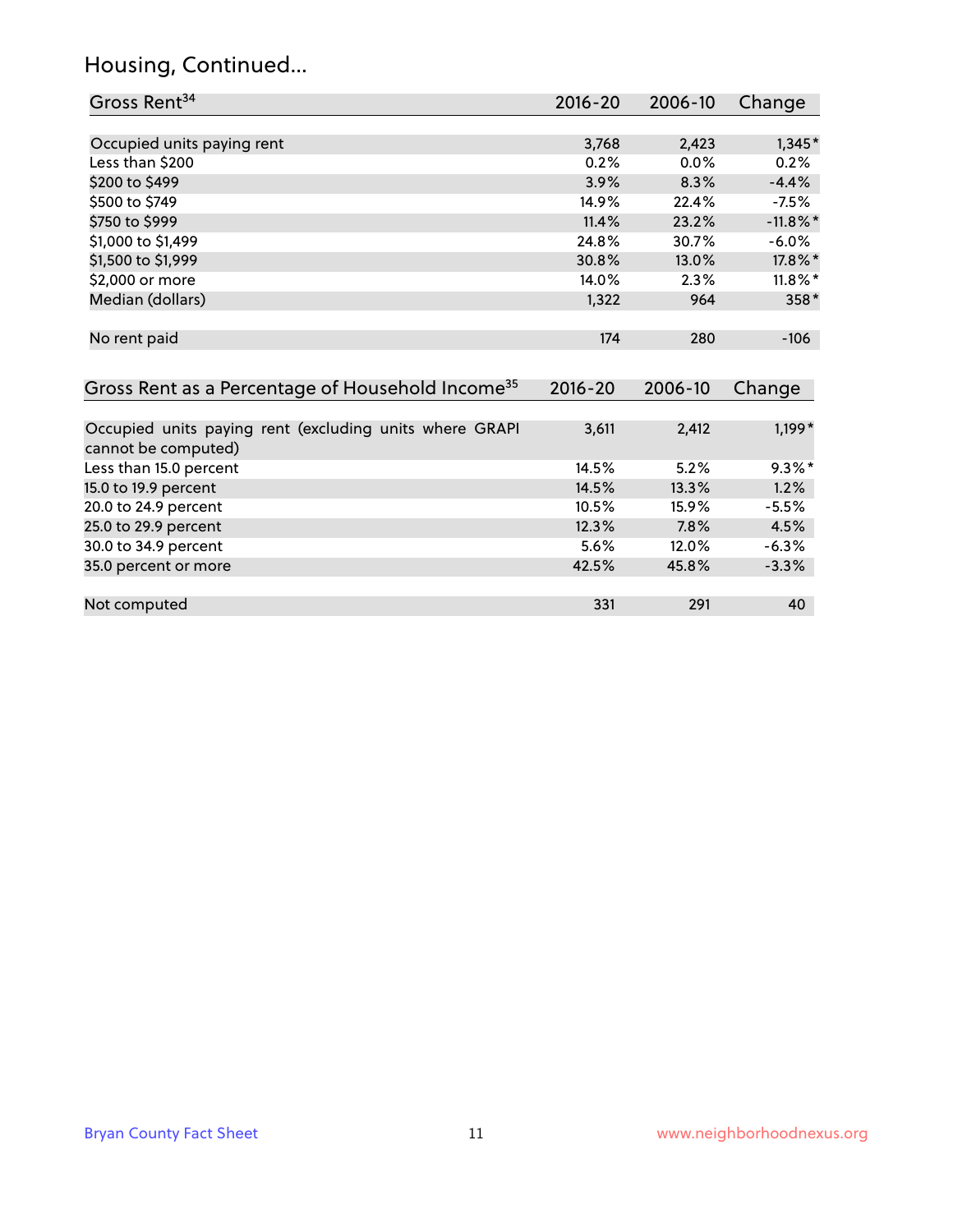## Housing, Continued...

| Gross Rent[34] | 2016-20 | 2006-10 | Change |
|---|---|---|---|
| Occupied units paying rent | 3,768 | 2,423 | 1,345* |
| Less than $200 | 0.2% | 0.0% | 0.2% |
| $200 to $499 | 3.9% | 8.3% | -4.4% |
| $500 to $749 | 14.9% | 22.4% | -7.5% |
| $750 to $999 | 11.4% | 23.2% | -11.8%* |
| $1,000 to $1,499 | 24.8% | 30.7% | -6.0% |
| $1,500 to $1,999 | 30.8% | 13.0% | 17.8%* |
| $2,000 or more | 14.0% | 2.3% | 11.8%* |
| Median (dollars) | 1,322 | 964 | 358* |
| No rent paid | 174 | 280 | -106 |

| Gross Rent as a Percentage of Household Income[35] | 2016-20 | 2006-10 | Change |
|---|---|---|---|
| Occupied units paying rent (excluding units where GRAPI cannot be computed) | 3,611 | 2,412 | 1,199* |
| Less than 15.0 percent | 14.5% | 5.2% | 9.3%* |
| 15.0 to 19.9 percent | 14.5% | 13.3% | 1.2% |
| 20.0 to 24.9 percent | 10.5% | 15.9% | -5.5% |
| 25.0 to 29.9 percent | 12.3% | 7.8% | 4.5% |
| 30.0 to 34.9 percent | 5.6% | 12.0% | -6.3% |
| 35.0 percent or more | 42.5% | 45.8% | -3.3% |
| Not computed | 331 | 291 | 40 |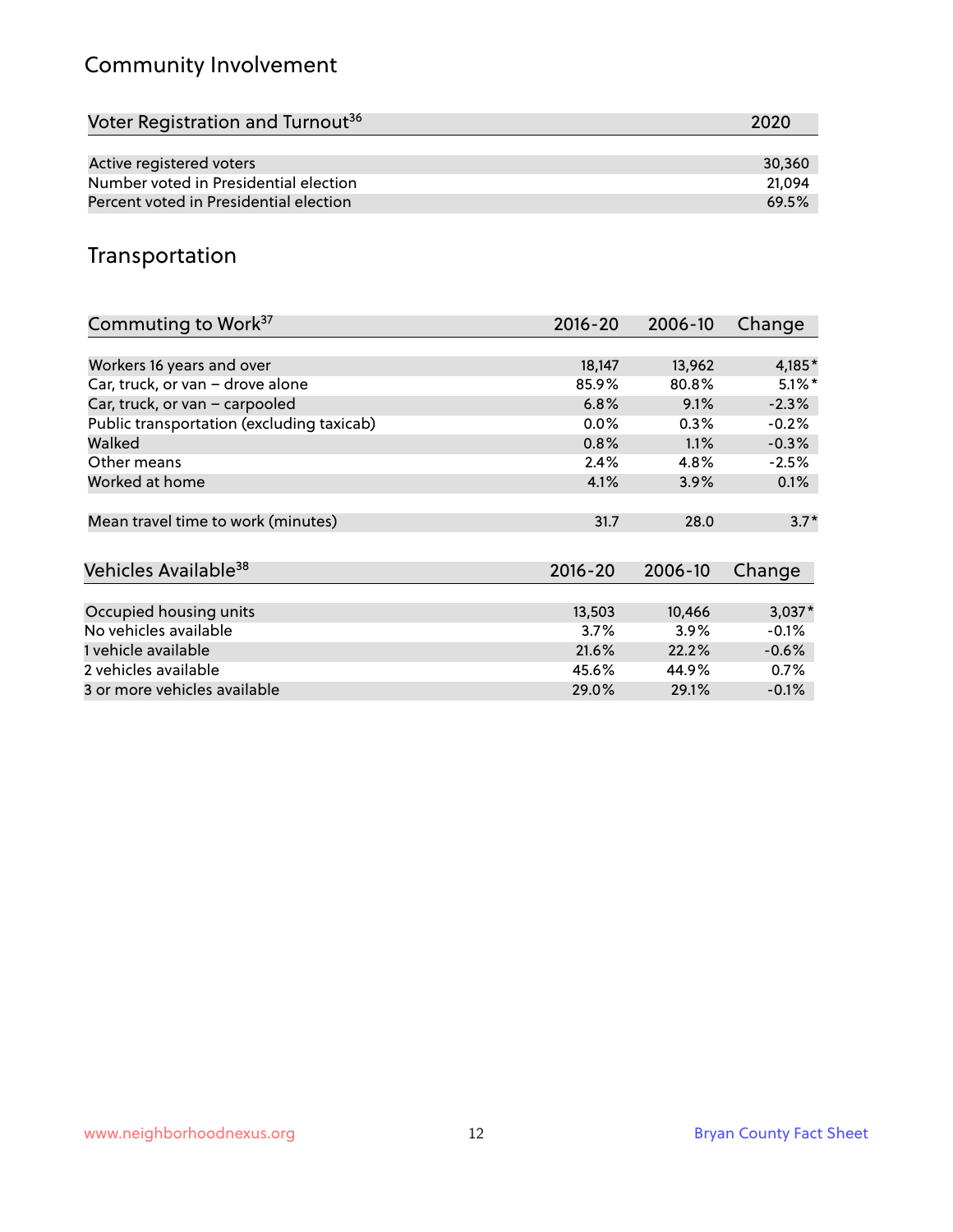## Community Involvement

| Voter Registration and Turnout[36] | 2020 |
| --- | --- |
| Active registered voters | 30,360 |
| Number voted in Presidential election | 21,094 |
| Percent voted in Presidential election | 69.5% |

## Transportation

| Commuting to Work[37] | 2016-20 | 2006-10 | Change |
| --- | --- | --- | --- |
| Workers 16 years and over | 18,147 | 13,962 | 4,185* |
| Car, truck, or van – drove alone | 85.9% | 80.8% | 5.1%* |
| Car, truck, or van – carpooled | 6.8% | 9.1% | -2.3% |
| Public transportation (excluding taxicab) | 0.0% | 0.3% | -0.2% |
| Walked | 0.8% | 1.1% | -0.3% |
| Other means | 2.4% | 4.8% | -2.5% |
| Worked at home | 4.1% | 3.9% | 0.1% |
| Mean travel time to work (minutes) | 31.7 | 28.0 | 3.7* |

| Vehicles Available[38] | 2016-20 | 2006-10 | Change |
| --- | --- | --- | --- |
| Occupied housing units | 13,503 | 10,466 | 3,037* |
| No vehicles available | 3.7% | 3.9% | -0.1% |
| 1 vehicle available | 21.6% | 22.2% | -0.6% |
| 2 vehicles available | 45.6% | 44.9% | 0.7% |
| 3 or more vehicles available | 29.0% | 29.1% | -0.1% |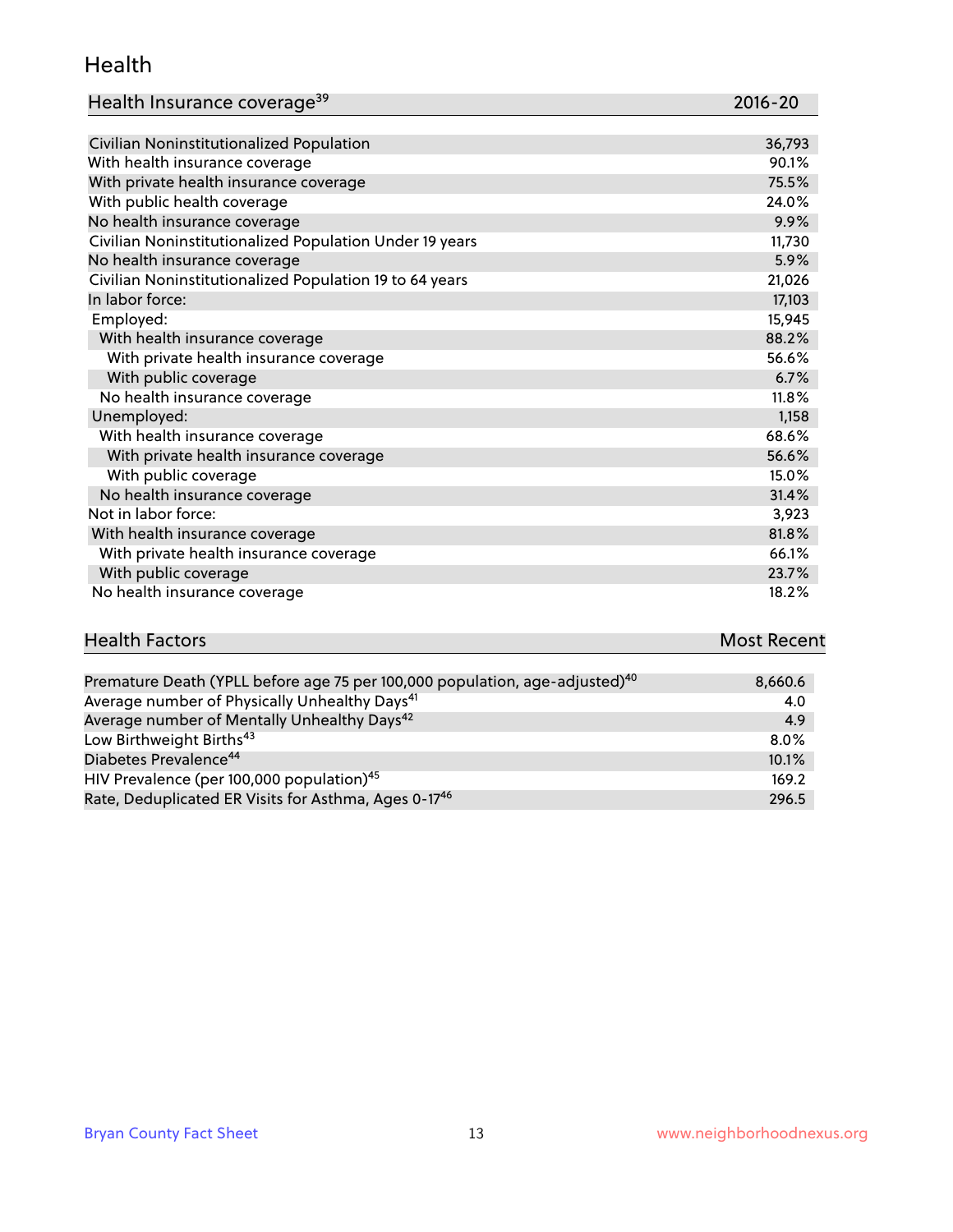## Health

| Health Insurance coverage[39] | 2016-20 |
|---|---|
| Civilian Noninstitutionalized Population | 36,793 |
| With health insurance coverage | 90.1% |
| With private health insurance coverage | 75.5% |
| With public health coverage | 24.0% |
| No health insurance coverage | 9.9% |
| Civilian Noninstitutionalized Population Under 19 years | 11,730 |
| No health insurance coverage | 5.9% |
| Civilian Noninstitutionalized Population 19 to 64 years | 21,026 |
| In labor force: | 17,103 |
| Employed: | 15,945 |
| With health insurance coverage | 88.2% |
| With private health insurance coverage | 56.6% |
| With public coverage | 6.7% |
| No health insurance coverage | 11.8% |
| Unemployed: | 1,158 |
| With health insurance coverage | 68.6% |
| With private health insurance coverage | 56.6% |
| With public coverage | 15.0% |
| No health insurance coverage | 31.4% |
| Not in labor force: | 3,923 |
| With health insurance coverage | 81.8% |
| With private health insurance coverage | 66.1% |
| With public coverage | 23.7% |
| No health insurance coverage | 18.2% |

| Health Factors | Most Recent |
|---|---|
| Premature Death (YPLL before age 75 per 100,000 population, age-adjusted)[40] | 8,660.6 |
| Average number of Physically Unhealthy Days[41] | 4.0 |
| Average number of Mentally Unhealthy Days[42] | 4.9 |
| Low Birthweight Births[43] | 8.0% |
| Diabetes Prevalence[44] | 10.1% |
| HIV Prevalence (per 100,000 population)[45] | 169.2 |
| Rate, Deduplicated ER Visits for Asthma, Ages 0-17[46] | 296.5 |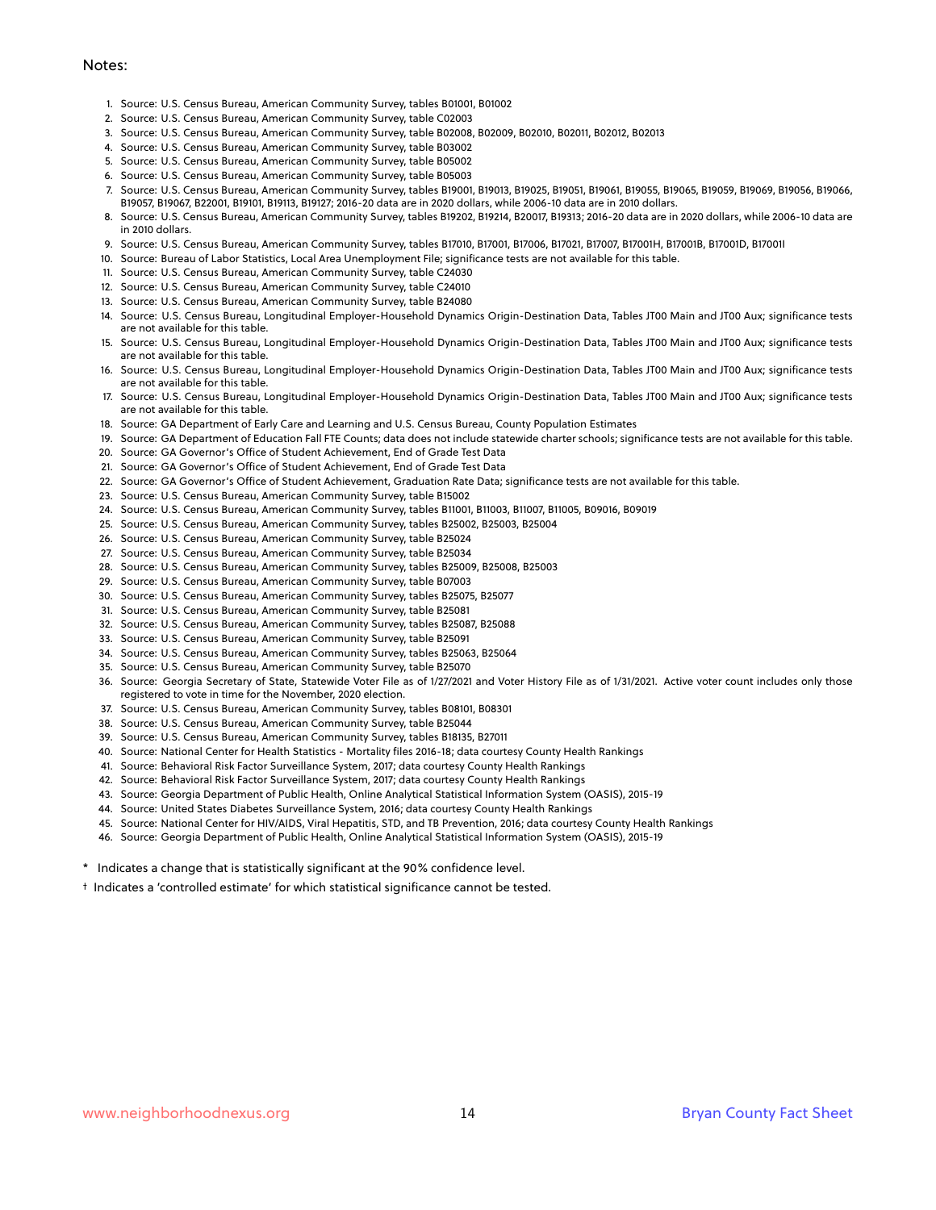Notes:

1. Source: U.S. Census Bureau, American Community Survey, tables B01001, B01002
2. Source: U.S. Census Bureau, American Community Survey, table C02003
3. Source: U.S. Census Bureau, American Community Survey, table B02008, B02009, B02010, B02011, B02012, B02013
4. Source: U.S. Census Bureau, American Community Survey, table B03002
5. Source: U.S. Census Bureau, American Community Survey, table B05002
6. Source: U.S. Census Bureau, American Community Survey, table B05003
7. Source: U.S. Census Bureau, American Community Survey, tables B19001, B19013, B19025, B19051, B19061, B19055, B19065, B19059, B19069, B19056, B19066, B19057, B19067, B22001, B19101, B19113, B19127; 2016-20 data are in 2020 dollars, while 2006-10 data are in 2010 dollars.
8. Source: U.S. Census Bureau, American Community Survey, tables B19202, B19214, B20017, B19313; 2016-20 data are in 2020 dollars, while 2006-10 data are in 2010 dollars.
9. Source: U.S. Census Bureau, American Community Survey, tables B17010, B17001, B17006, B17021, B17007, B17001H, B17001B, B17001D, B17001I
10. Source: Bureau of Labor Statistics, Local Area Unemployment File; significance tests are not available for this table.
11. Source: U.S. Census Bureau, American Community Survey, table C24030
12. Source: U.S. Census Bureau, American Community Survey, table C24010
13. Source: U.S. Census Bureau, American Community Survey, table B24080
14. Source: U.S. Census Bureau, Longitudinal Employer-Household Dynamics Origin-Destination Data, Tables JT00 Main and JT00 Aux; significance tests are not available for this table.
15. Source: U.S. Census Bureau, Longitudinal Employer-Household Dynamics Origin-Destination Data, Tables JT00 Main and JT00 Aux; significance tests are not available for this table.
16. Source: U.S. Census Bureau, Longitudinal Employer-Household Dynamics Origin-Destination Data, Tables JT00 Main and JT00 Aux; significance tests are not available for this table.
17. Source: U.S. Census Bureau, Longitudinal Employer-Household Dynamics Origin-Destination Data, Tables JT00 Main and JT00 Aux; significance tests are not available for this table.
18. Source: GA Department of Early Care and Learning and U.S. Census Bureau, County Population Estimates
19. Source: GA Department of Education Fall FTE Counts; data does not include statewide charter schools; significance tests are not available for this table.
20. Source: GA Governor's Office of Student Achievement, End of Grade Test Data
21. Source: GA Governor's Office of Student Achievement, End of Grade Test Data
22. Source: GA Governor's Office of Student Achievement, Graduation Rate Data; significance tests are not available for this table.
23. Source: U.S. Census Bureau, American Community Survey, table B15002
24. Source: U.S. Census Bureau, American Community Survey, tables B11001, B11003, B11007, B11005, B09016, B09019
25. Source: U.S. Census Bureau, American Community Survey, tables B25002, B25003, B25004
26. Source: U.S. Census Bureau, American Community Survey, table B25024
27. Source: U.S. Census Bureau, American Community Survey, table B25034
28. Source: U.S. Census Bureau, American Community Survey, tables B25009, B25008, B25003
29. Source: U.S. Census Bureau, American Community Survey, table B07003
30. Source: U.S. Census Bureau, American Community Survey, tables B25075, B25077
31. Source: U.S. Census Bureau, American Community Survey, table B25081
32. Source: U.S. Census Bureau, American Community Survey, tables B25087, B25088
33. Source: U.S. Census Bureau, American Community Survey, table B25091
34. Source: U.S. Census Bureau, American Community Survey, tables B25063, B25064
35. Source: U.S. Census Bureau, American Community Survey, table B25070
36. Source: Georgia Secretary of State, Statewide Voter File as of 1/27/2021 and Voter History File as of 1/31/2021. Active voter count includes only those registered to vote in time for the November, 2020 election.
37. Source: U.S. Census Bureau, American Community Survey, tables B08101, B08301
38. Source: U.S. Census Bureau, American Community Survey, table B25044
39. Source: U.S. Census Bureau, American Community Survey, tables B18135, B27011
40. Source: National Center for Health Statistics - Mortality files 2016-18; data courtesy County Health Rankings
41. Source: Behavioral Risk Factor Surveillance System, 2017; data courtesy County Health Rankings
42. Source: Behavioral Risk Factor Surveillance System, 2017; data courtesy County Health Rankings
43. Source: Georgia Department of Public Health, Online Analytical Statistical Information System (OASIS), 2015-19
44. Source: United States Diabetes Surveillance System, 2016; data courtesy County Health Rankings
45. Source: National Center for HIV/AIDS, Viral Hepatitis, STD, and TB Prevention, 2016; data courtesy County Health Rankings
46. Source: Georgia Department of Public Health, Online Analytical Statistical Information System (OASIS), 2015-19

\* Indicates a change that is statistically significant at the 90% confidence level.

† Indicates a 'controlled estimate' for which statistical significance cannot be tested.